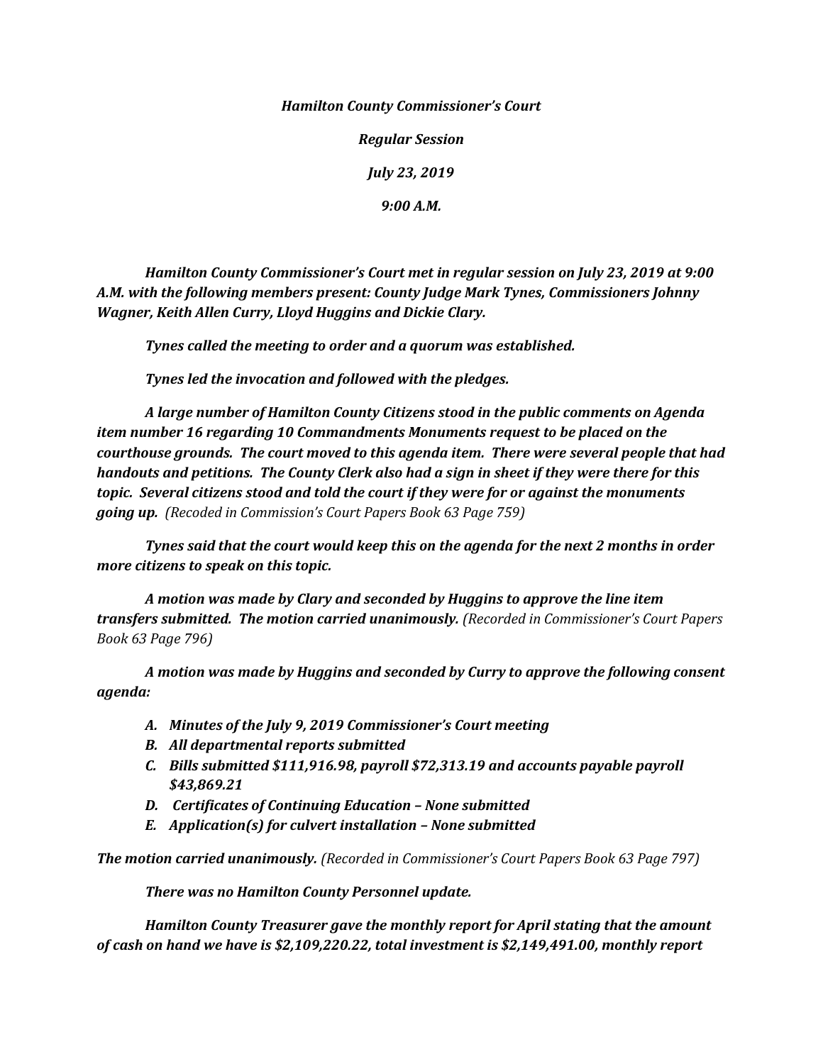***Hamilton County Commissioner's Court***

***Regular Session***

***July 23, 2019***

***9:00 A.M.***

***Hamilton County Commissioner's Court met in regular session on July 23, 2019 at 9:00 A.M. with the following members present: County Judge Mark Tynes, Commissioners Johnny Wagner, Keith Allen Curry, Lloyd Huggins and Dickie Clary.***

***Tynes called the meeting to order and a quorum was established.***

***Tynes led the invocation and followed with the pledges.***

***A large number of Hamilton County Citizens stood in the public comments on Agenda item number 16 regarding 10 Commandments Monuments request to be placed on the courthouse grounds. The court moved to this agenda item. There were several people that had handouts and petitions. The County Clerk also had a sign in sheet if they were there for this topic. Several citizens stood and told the court if they were for or against the monuments going up.*** *(Recoded in Commission's Court Papers Book 63 Page 759)*

***Tynes said that the court would keep this on the agenda for the next 2 months in order more citizens to speak on this topic.***

***A motion was made by Clary and seconded by Huggins to approve the line item transfers submitted. The motion carried unanimously.*** *(Recorded in Commissioner's Court Papers Book 63 Page 796)*

***A motion was made by Huggins and seconded by Curry to approve the following consent agenda:***

- ***A. Minutes of the July 9, 2019 Commissioner's Court meeting***
- ***B. All departmental reports submitted***
- ***C. Bills submitted $111,916.98, payroll $72,313.19 and accounts payable payroll $43,869.21***
- ***D. Certificates of Continuing Education – None submitted***
- ***E. Application(s) for culvert installation – None submitted***

***The motion carried unanimously.*** *(Recorded in Commissioner's Court Papers Book 63 Page 797)*

***There was no Hamilton County Personnel update.***

***Hamilton County Treasurer gave the monthly report for April stating that the amount of cash on hand we have is $2,109,220.22, total investment is $2,149,491.00, monthly report***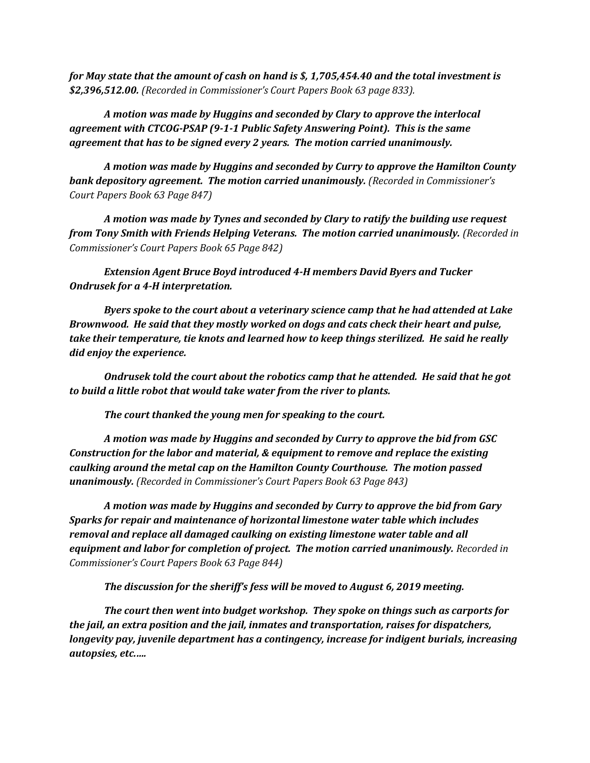***for May state that the amount of cash on hand is $, 1,705,454.40 and the total investment is $2,396,512.00.*** *(Recorded in Commissioner's Court Papers Book 63 page 833).*

***A motion was made by Huggins and seconded by Clary to approve the interlocal agreement with CTCOG-PSAP (9-1-1 Public Safety Answering Point). This is the same agreement that has to be signed every 2 years. The motion carried unanimously.***

***A motion was made by Huggins and seconded by Curry to approve the Hamilton County bank depository agreement. The motion carried unanimously.*** *(Recorded in Commissioner's Court Papers Book 63 Page 847)*

***A motion was made by Tynes and seconded by Clary to ratify the building use request from Tony Smith with Friends Helping Veterans. The motion carried unanimously.*** *(Recorded in Commissioner's Court Papers Book 65 Page 842)*

***Extension Agent Bruce Boyd introduced 4-H members David Byers and Tucker Ondrusek for a 4-H interpretation.***

***Byers spoke to the court about a veterinary science camp that he had attended at Lake Brownwood. He said that they mostly worked on dogs and cats check their heart and pulse, take their temperature, tie knots and learned how to keep things sterilized. He said he really did enjoy the experience.***

***Ondrusek told the court about the robotics camp that he attended. He said that he got to build a little robot that would take water from the river to plants.***

***The court thanked the young men for speaking to the court.***

***A motion was made by Huggins and seconded by Curry to approve the bid from GSC Construction for the labor and material, & equipment to remove and replace the existing caulking around the metal cap on the Hamilton County Courthouse. The motion passed unanimously.*** *(Recorded in Commissioner's Court Papers Book 63 Page 843)*

***A motion was made by Huggins and seconded by Curry to approve the bid from Gary Sparks for repair and maintenance of horizontal limestone water table which includes removal and replace all damaged caulking on existing limestone water table and all equipment and labor for completion of project. The motion carried unanimously.*** *Recorded in Commissioner's Court Papers Book 63 Page 844)*

***The discussion for the sheriff's fess will be moved to August 6, 2019 meeting.***

***The court then went into budget workshop. They spoke on things such as carports for the jail, an extra position and the jail, inmates and transportation, raises for dispatchers, longevity pay, juvenile department has a contingency, increase for indigent burials, increasing autopsies, etc.….***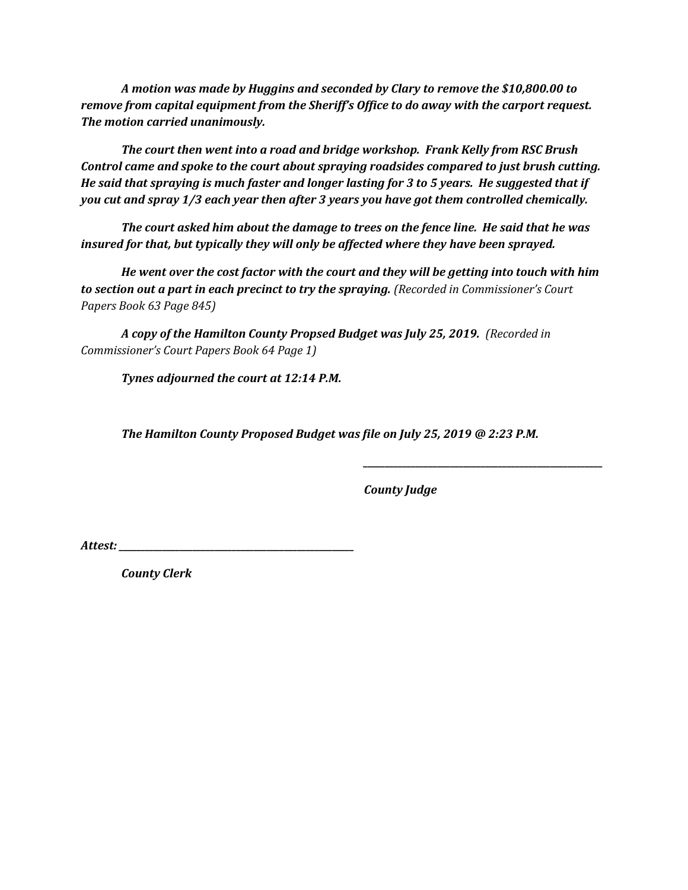*A motion was made by Huggins and seconded by Clary to remove the $10,800.00 to remove from capital equipment from the Sheriff's Office to do away with the carport request. The motion carried unanimously.*

*The court then went into a road and bridge workshop. Frank Kelly from RSC Brush Control came and spoke to the court about spraying roadsides compared to just brush cutting. He said that spraying is much faster and longer lasting for 3 to 5 years. He suggested that if you cut and spray 1/3 each year then after 3 years you have got them controlled chemically.*

*The court asked him about the damage to trees on the fence line. He said that he was insured for that, but typically they will only be affected where they have been sprayed.*

*He went over the cost factor with the court and they will be getting into touch with him to section out a part in each precinct to try the spraying.* *(Recorded in Commissioner's Court Papers Book 63 Page 845)*

*A copy of the Hamilton County Propsed Budget was July 25, 2019.* *(Recorded in Commissioner's Court Papers Book 64 Page 1)*

*Tynes adjourned the court at 12:14 P.M.*

*The Hamilton County Proposed Budget was file on July 25, 2019 @ 2:23 P.M.*

______________________________

*County Judge*

*Attest:* ______________________________

*County Clerk*